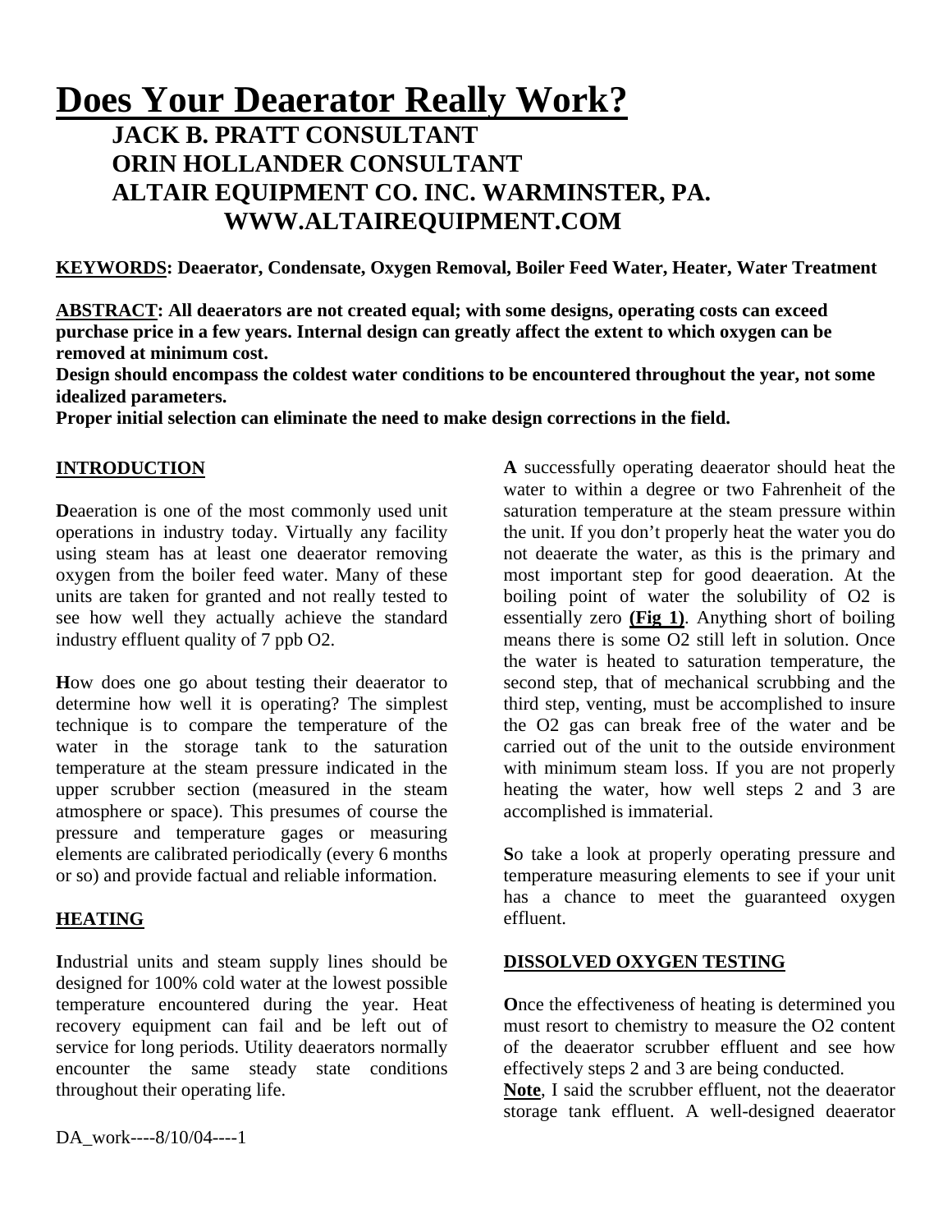# Does Your Deaerator Really Work?

## JACK B. PRATT CONSULTANT
## ORIN HOLLANDER CONSULTANT
## ALTAIR EQUIPMENT CO. INC. WARMINSTER, PA.
## WWW.ALTAIREQUIPMENT.COM

**KEYWORDS: Deaerator, Condensate, Oxygen Removal, Boiler Feed Water, Heater, Water Treatment**

**ABSTRACT: All deaerators are not created equal; with some designs, operating costs can exceed purchase price in a few years. Internal design can greatly affect the extent to which oxygen can be removed at minimum cost.**

**Design should encompass the coldest water conditions to be encountered throughout the year, not some idealized parameters.**

**Proper initial selection can eliminate the need to make design corrections in the field.**

### INTRODUCTION

**D**eaeration is one of the most commonly used unit operations in industry today. Virtually any facility using steam has at least one deaerator removing oxygen from the boiler feed water. Many of these units are taken for granted and not really tested to see how well they actually achieve the standard industry effluent quality of 7 ppb O2.

**H**ow does one go about testing their deaerator to determine how well it is operating? The simplest technique is to compare the temperature of the water in the storage tank to the saturation temperature at the steam pressure indicated in the upper scrubber section (measured in the steam atmosphere or space). This presumes of course the pressure and temperature gages or measuring elements are calibrated periodically (every 6 months or so) and provide factual and reliable information.

### HEATING

**I**ndustrial units and steam supply lines should be designed for 100% cold water at the lowest possible temperature encountered during the year. Heat recovery equipment can fail and be left out of service for long periods. Utility deaerators normally encounter the same steady state conditions throughout their operating life.

**A** successfully operating deaerator should heat the water to within a degree or two Fahrenheit of the saturation temperature at the steam pressure within the unit. If you don't properly heat the water you do not deaerate the water, as this is the primary and most important step for good deaeration. At the boiling point of water the solubility of O2 is essentially zero **(Fig 1)**. Anything short of boiling means there is some O2 still left in solution. Once the water is heated to saturation temperature, the second step, that of mechanical scrubbing and the third step, venting, must be accomplished to insure the O2 gas can break free of the water and be carried out of the unit to the outside environment with minimum steam loss. If you are not properly heating the water, how well steps 2 and 3 are accomplished is immaterial.

**S**o take a look at properly operating pressure and temperature measuring elements to see if your unit has a chance to meet the guaranteed oxygen effluent.

### DISSOLVED OXYGEN TESTING

**O**nce the effectiveness of heating is determined you must resort to chemistry to measure the O2 content of the deaerator scrubber effluent and see how effectively steps 2 and 3 are being conducted.

**Note**, I said the scrubber effluent, not the deaerator storage tank effluent. A well-designed deaerator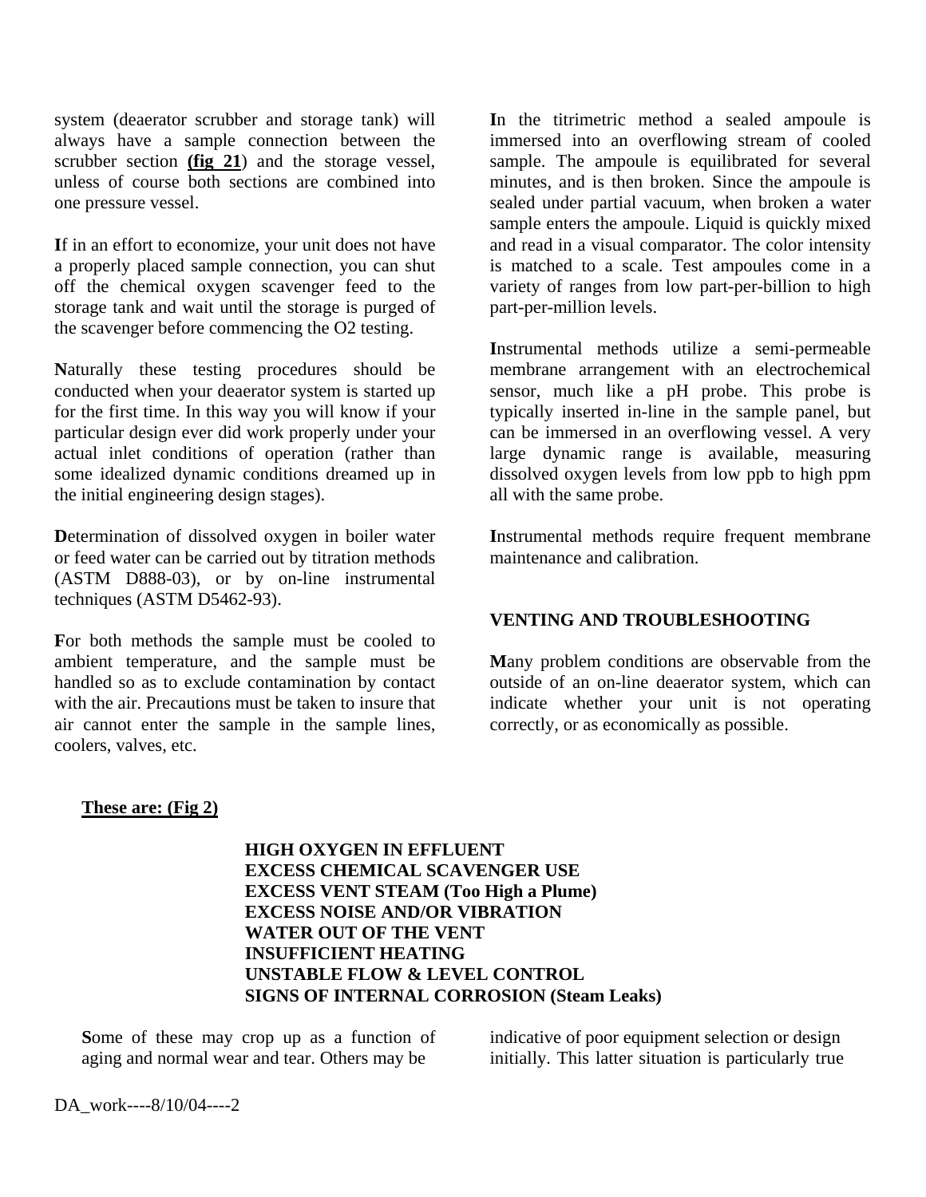system (deaerator scrubber and storage tank) will always have a sample connection between the scrubber section **(fig 21**) and the storage vessel, unless of course both sections are combined into one pressure vessel.

**I**f in an effort to economize, your unit does not have a properly placed sample connection, you can shut off the chemical oxygen scavenger feed to the storage tank and wait until the storage is purged of the scavenger before commencing the O2 testing.

**N**aturally these testing procedures should be conducted when your deaerator system is started up for the first time. In this way you will know if your particular design ever did work properly under your actual inlet conditions of operation (rather than some idealized dynamic conditions dreamed up in the initial engineering design stages).

**D**etermination of dissolved oxygen in boiler water or feed water can be carried out by titration methods (ASTM D888-03), or by on-line instrumental techniques (ASTM D5462-93).

**F**or both methods the sample must be cooled to ambient temperature, and the sample must be handled so as to exclude contamination by contact with the air. Precautions must be taken to insure that air cannot enter the sample in the sample lines, coolers, valves, etc.

**I**n the titrimetric method a sealed ampoule is immersed into an overflowing stream of cooled sample. The ampoule is equilibrated for several minutes, and is then broken. Since the ampoule is sealed under partial vacuum, when broken a water sample enters the ampoule. Liquid is quickly mixed and read in a visual comparator. The color intensity is matched to a scale. Test ampoules come in a variety of ranges from low part-per-billion to high part-per-million levels.

**I**nstrumental methods utilize a semi-permeable membrane arrangement with an electrochemical sensor, much like a pH probe. This probe is typically inserted in-line in the sample panel, but can be immersed in an overflowing vessel. A very large dynamic range is available, measuring dissolved oxygen levels from low ppb to high ppm all with the same probe.

**I**nstrumental methods require frequent membrane maintenance and calibration.

## VENTING AND TROUBLESHOOTING

**M**any problem conditions are observable from the outside of an on-line deaerator system, which can indicate whether your unit is not operating correctly, or as economically as possible.

**These are: (Fig 2)**

**HIGH OXYGEN IN EFFLUENT**
**EXCESS CHEMICAL SCAVENGER USE**
**EXCESS VENT STEAM (Too High a Plume)**
**EXCESS NOISE AND/OR VIBRATION**
**WATER OUT OF THE VENT**
**INSUFFICIENT HEATING**
**UNSTABLE FLOW & LEVEL CONTROL**
**SIGNS OF INTERNAL CORROSION (Steam Leaks)**

**S**ome of these may crop up as a function of aging and normal wear and tear. Others may be indicative of poor equipment selection or design initially. This latter situation is particularly true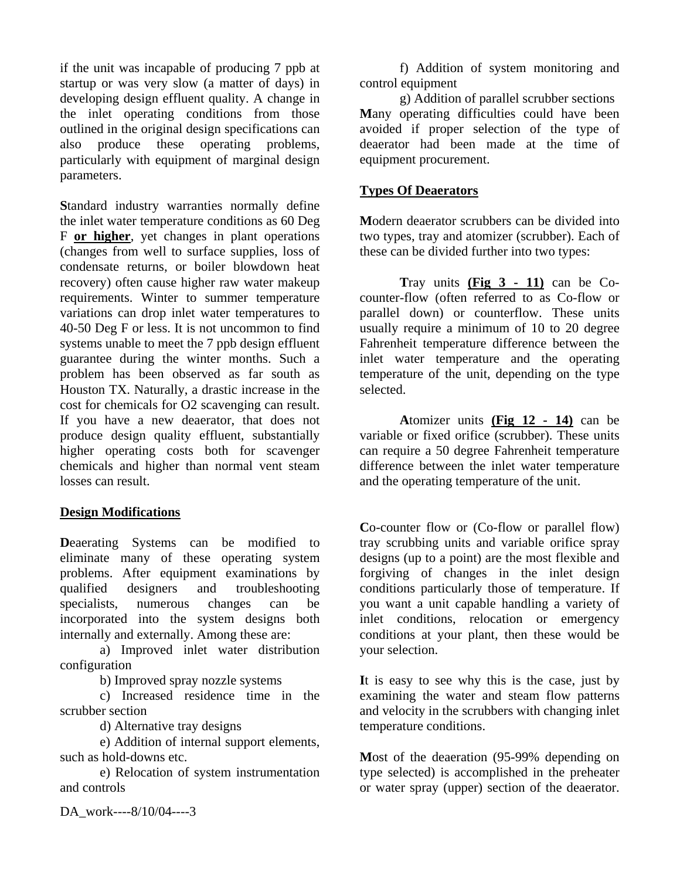if the unit was incapable of producing 7 ppb at startup or was very slow (a matter of days) in developing design effluent quality. A change in the inlet operating conditions from those outlined in the original design specifications can also produce these operating problems, particularly with equipment of marginal design parameters.

**S**tandard industry warranties normally define the inlet water temperature conditions as 60 Deg F **or higher**, yet changes in plant operations (changes from well to surface supplies, loss of condensate returns, or boiler blowdown heat recovery) often cause higher raw water makeup requirements. Winter to summer temperature variations can drop inlet water temperatures to 40-50 Deg F or less. It is not uncommon to find systems unable to meet the 7 ppb design effluent guarantee during the winter months. Such a problem has been observed as far south as Houston TX. Naturally, a drastic increase in the cost for chemicals for O2 scavenging can result. If you have a new deaerator, that does not produce design quality effluent, substantially higher operating costs both for scavenger chemicals and higher than normal vent steam losses can result.

## Design Modifications

**D**eaerating Systems can be modified to eliminate many of these operating system problems. After equipment examinations by qualified designers and troubleshooting specialists, numerous changes can be incorporated into the system designs both internally and externally. Among these are:

a) Improved inlet water distribution configuration

b) Improved spray nozzle systems

c) Increased residence time in the scrubber section

d) Alternative tray designs

e) Addition of internal support elements, such as hold-downs etc.

e) Relocation of system instrumentation and controls

f) Addition of system monitoring and control equipment

g) Addition of parallel scrubber sections

**M**any operating difficulties could have been avoided if proper selection of the type of deaerator had been made at the time of equipment procurement.

## Types Of Deaerators

**M**odern deaerator scrubbers can be divided into two types, tray and atomizer (scrubber). Each of these can be divided further into two types:

**T**ray units **(Fig 3 - 11)** can be Co-counter-flow (often referred to as Co-flow or parallel down) or counterflow. These units usually require a minimum of 10 to 20 degree Fahrenheit temperature difference between the inlet water temperature and the operating temperature of the unit, depending on the type selected.

**A**tomizer units **(Fig 12 - 14)** can be variable or fixed orifice (scrubber). These units can require a 50 degree Fahrenheit temperature difference between the inlet water temperature and the operating temperature of the unit.

**C**o-counter flow or (Co-flow or parallel flow) tray scrubbing units and variable orifice spray designs (up to a point) are the most flexible and forgiving of changes in the inlet design conditions particularly those of temperature. If you want a unit capable handling a variety of inlet conditions, relocation or emergency conditions at your plant, then these would be your selection.

**I**t is easy to see why this is the case, just by examining the water and steam flow patterns and velocity in the scrubbers with changing inlet temperature conditions.

**M**ost of the deaeration (95-99% depending on type selected) is accomplished in the preheater or water spray (upper) section of the deaerator.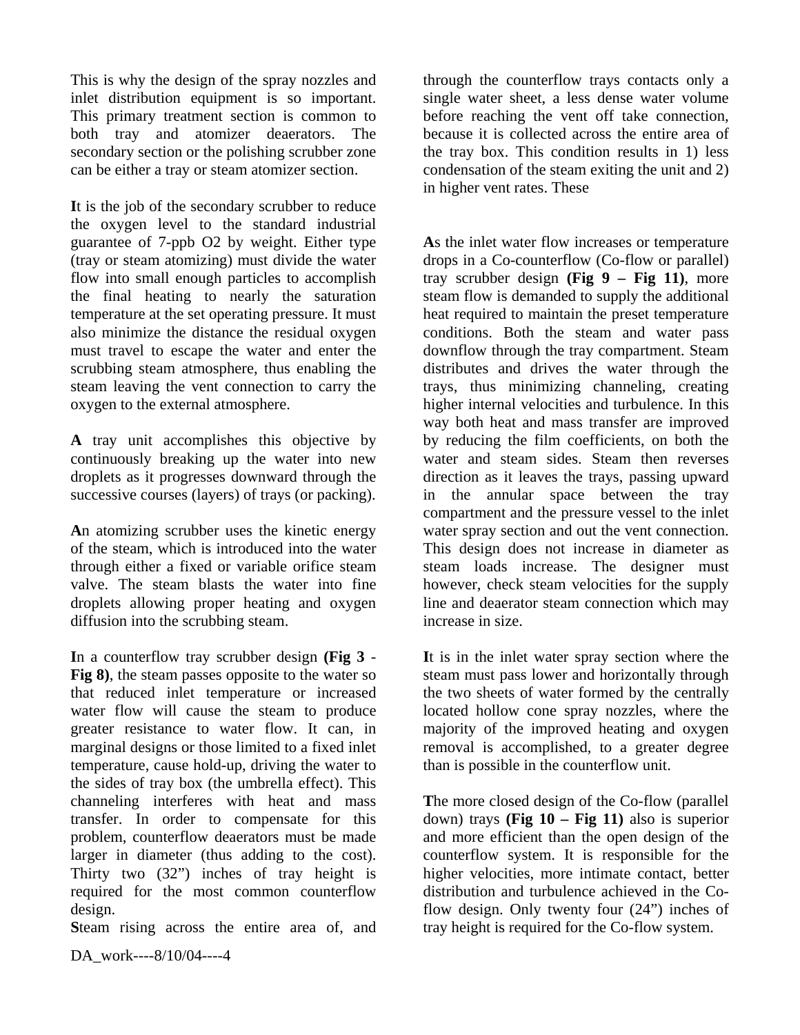This is why the design of the spray nozzles and inlet distribution equipment is so important. This primary treatment section is common to both tray and atomizer deaerators. The secondary section or the polishing scrubber zone can be either a tray or steam atomizer section.

**I**t is the job of the secondary scrubber to reduce the oxygen level to the standard industrial guarantee of 7-ppb O2 by weight. Either type (tray or steam atomizing) must divide the water flow into small enough particles to accomplish the final heating to nearly the saturation temperature at the set operating pressure. It must also minimize the distance the residual oxygen must travel to escape the water and enter the scrubbing steam atmosphere, thus enabling the steam leaving the vent connection to carry the oxygen to the external atmosphere.

**A** tray unit accomplishes this objective by continuously breaking up the water into new droplets as it progresses downward through the successive courses (layers) of trays (or packing).

**A**n atomizing scrubber uses the kinetic energy of the steam, which is introduced into the water through either a fixed or variable orifice steam valve. The steam blasts the water into fine droplets allowing proper heating and oxygen diffusion into the scrubbing steam.

**I**n a counterflow tray scrubber design **(Fig 3 - Fig 8)**, the steam passes opposite to the water so that reduced inlet temperature or increased water flow will cause the steam to produce greater resistance to water flow. It can, in marginal designs or those limited to a fixed inlet temperature, cause hold-up, driving the water to the sides of tray box (the umbrella effect). This channeling interferes with heat and mass transfer. In order to compensate for this problem, counterflow deaerators must be made larger in diameter (thus adding to the cost). Thirty two (32") inches of tray height is required for the most common counterflow design.

**S**team rising across the entire area of, and through the counterflow trays contacts only a single water sheet, a less dense water volume before reaching the vent off take connection, because it is collected across the entire area of the tray box. This condition results in 1) less condensation of the steam exiting the unit and 2) in higher vent rates. These

**A**s the inlet water flow increases or temperature drops in a Co-counterflow (Co-flow or parallel) tray scrubber design **(Fig 9 – Fig 11)**, more steam flow is demanded to supply the additional heat required to maintain the preset temperature conditions. Both the steam and water pass downflow through the tray compartment. Steam distributes and drives the water through the trays, thus minimizing channeling, creating higher internal velocities and turbulence. In this way both heat and mass transfer are improved by reducing the film coefficients, on both the water and steam sides. Steam then reverses direction as it leaves the trays, passing upward in the annular space between the tray compartment and the pressure vessel to the inlet water spray section and out the vent connection. This design does not increase in diameter as steam loads increase. The designer must however, check steam velocities for the supply line and deaerator steam connection which may increase in size.

**I**t is in the inlet water spray section where the steam must pass lower and horizontally through the two sheets of water formed by the centrally located hollow cone spray nozzles, where the majority of the improved heating and oxygen removal is accomplished, to a greater degree than is possible in the counterflow unit.

**T**he more closed design of the Co-flow (parallel down) trays **(Fig 10 – Fig 11)** also is superior and more efficient than the open design of the counterflow system. It is responsible for the higher velocities, more intimate contact, better distribution and turbulence achieved in the Co-flow design. Only twenty four (24") inches of tray height is required for the Co-flow system.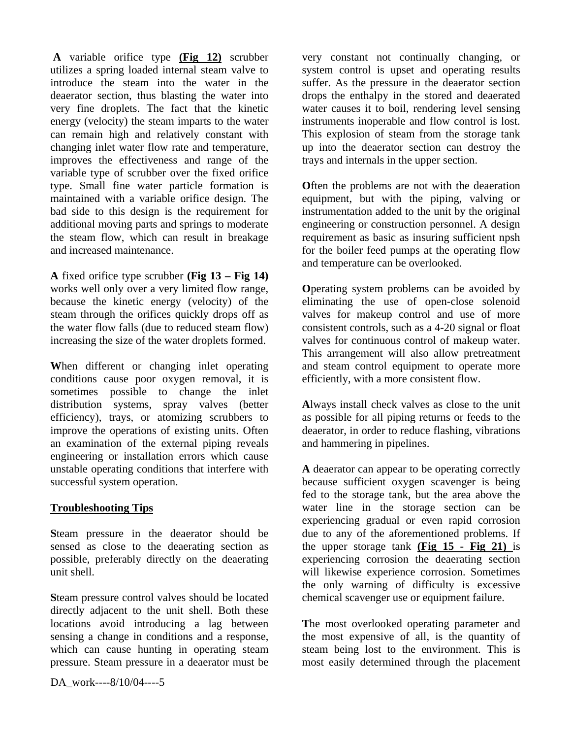**A** variable orifice type **(Fig 12)** scrubber utilizes a spring loaded internal steam valve to introduce the steam into the water in the deaerator section, thus blasting the water into very fine droplets. The fact that the kinetic energy (velocity) the steam imparts to the water can remain high and relatively constant with changing inlet water flow rate and temperature, improves the effectiveness and range of the variable type of scrubber over the fixed orifice type. Small fine water particle formation is maintained with a variable orifice design. The bad side to this design is the requirement for additional moving parts and springs to moderate the steam flow, which can result in breakage and increased maintenance.

**A** fixed orifice type scrubber **(Fig 13 – Fig 14)** works well only over a very limited flow range, because the kinetic energy (velocity) of the steam through the orifices quickly drops off as the water flow falls (due to reduced steam flow) increasing the size of the water droplets formed.

**W**hen different or changing inlet operating conditions cause poor oxygen removal, it is sometimes possible to change the inlet distribution systems, spray valves (better efficiency), trays, or atomizing scrubbers to improve the operations of existing units. Often an examination of the external piping reveals engineering or installation errors which cause unstable operating conditions that interfere with successful system operation.

## Troubleshooting Tips

**S**team pressure in the deaerator should be sensed as close to the deaerating section as possible, preferably directly on the deaerating unit shell.

**S**team pressure control valves should be located directly adjacent to the unit shell. Both these locations avoid introducing a lag between sensing a change in conditions and a response, which can cause hunting in operating steam pressure. Steam pressure in a deaerator must be very constant not continually changing, or system control is upset and operating results suffer. As the pressure in the deaerator section drops the enthalpy in the stored and deaerated water causes it to boil, rendering level sensing instruments inoperable and flow control is lost. This explosion of steam from the storage tank up into the deaerator section can destroy the trays and internals in the upper section.

**O**ften the problems are not with the deaeration equipment, but with the piping, valving or instrumentation added to the unit by the original engineering or construction personnel. A design requirement as basic as insuring sufficient npsh for the boiler feed pumps at the operating flow and temperature can be overlooked.

**O**perating system problems can be avoided by eliminating the use of open-close solenoid valves for makeup control and use of more consistent controls, such as a 4-20 signal or float valves for continuous control of makeup water. This arrangement will also allow pretreatment and steam control equipment to operate more efficiently, with a more consistent flow.

**A**lways install check valves as close to the unit as possible for all piping returns or feeds to the deaerator, in order to reduce flashing, vibrations and hammering in pipelines.

**A** deaerator can appear to be operating correctly because sufficient oxygen scavenger is being fed to the storage tank, but the area above the water line in the storage section can be experiencing gradual or even rapid corrosion due to any of the aforementioned problems. If the upper storage tank **(Fig 15 - Fig 21)** is experiencing corrosion the deaerating section will likewise experience corrosion. Sometimes the only warning of difficulty is excessive chemical scavenger use or equipment failure.

**T**he most overlooked operating parameter and the most expensive of all, is the quantity of steam being lost to the environment. This is most easily determined through the placement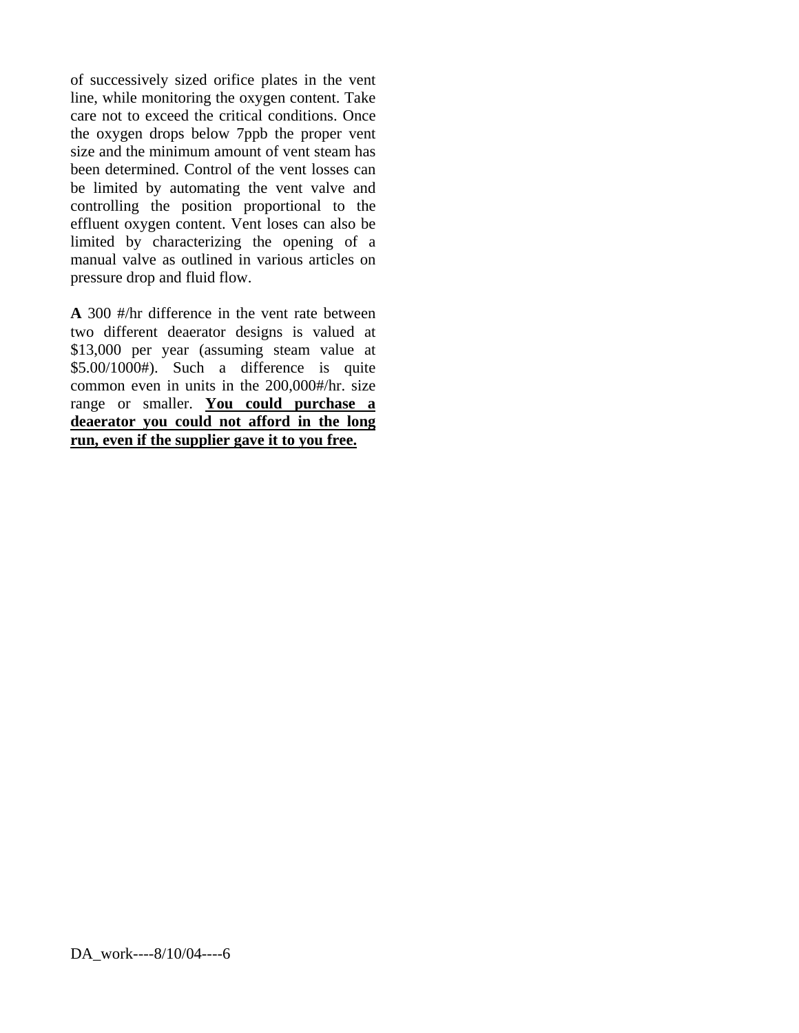of successively sized orifice plates in the vent line, while monitoring the oxygen content. Take care not to exceed the critical conditions. Once the oxygen drops below 7ppb the proper vent size and the minimum amount of vent steam has been determined. Control of the vent losses can be limited by automating the vent valve and controlling the position proportional to the effluent oxygen content. Vent loses can also be limited by characterizing the opening of a manual valve as outlined in various articles on pressure drop and fluid flow.

**A** 300 #/hr difference in the vent rate between two different deaerator designs is valued at $13,000 per year (assuming steam value at $5.00/1000#). Such a difference is quite common even in units in the 200,000#/hr. size range or smaller. <u>**You could purchase a deaerator you could not afford in the long run, even if the supplier gave it to you free.**</u>